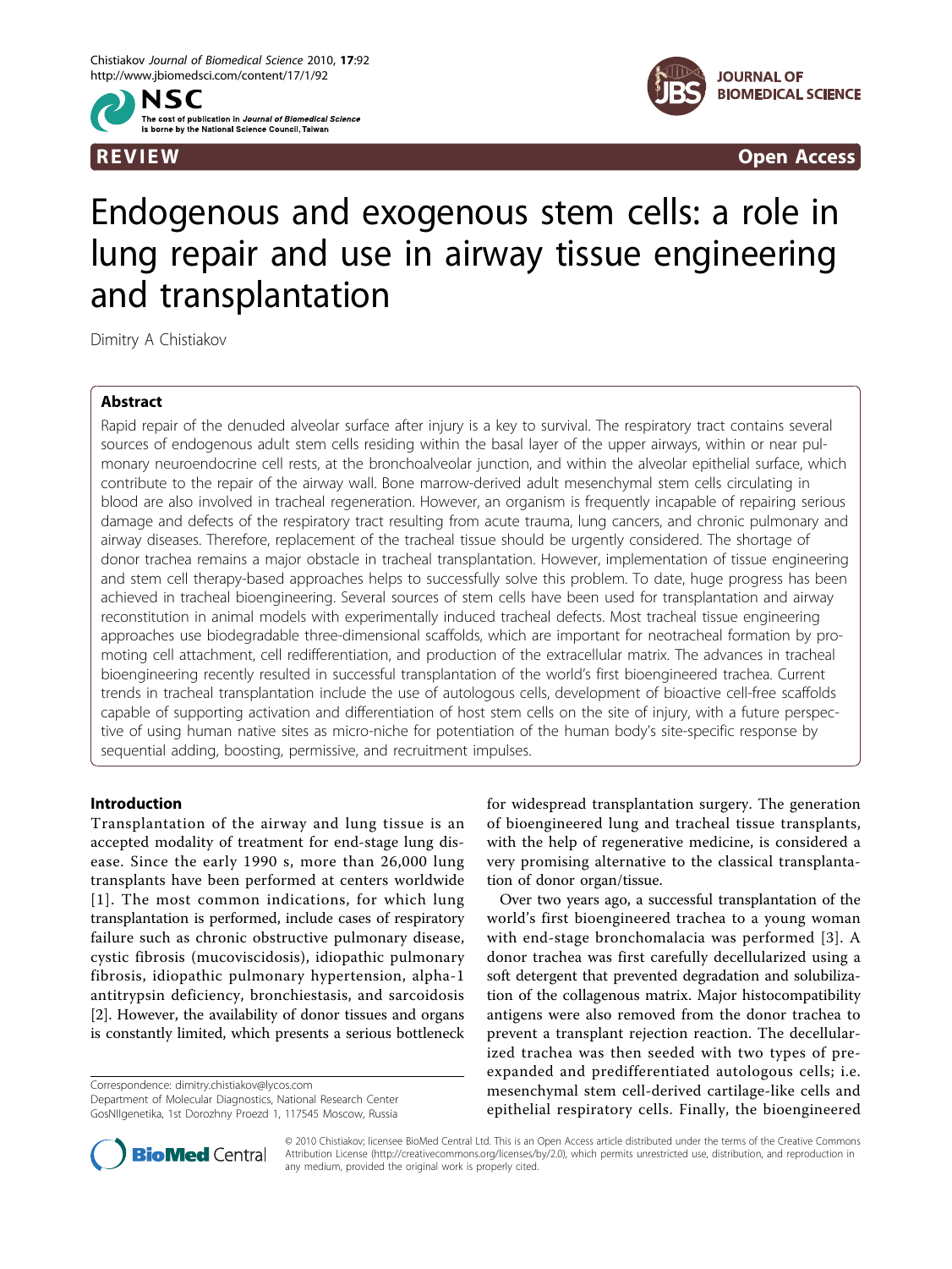REVIEW

Open Access

# Endogenous and exogenous stem cells: a role in lung repair and use in airway tissue engineering and transplantation

Dimitry A Chistiakov

## Abstract

Rapid repair of the denuded alveolar surface after injury is a key to survival. The respiratory tract contains several sources of endogenous adult stem cells residing within the basal layer of the upper airways, within or near pulmonary neuroendocrine cell rests, at the bronchoalveolar junction, and within the alveolar epithelial surface, which contribute to the repair of the airway wall. Bone marrow-derived adult mesenchymal stem cells circulating in blood are also involved in tracheal regeneration. However, an organism is frequently incapable of repairing serious damage and defects of the respiratory tract resulting from acute trauma, lung cancers, and chronic pulmonary and airway diseases. Therefore, replacement of the tracheal tissue should be urgently considered. The shortage of donor trachea remains a major obstacle in tracheal transplantation. However, implementation of tissue engineering and stem cell therapy-based approaches helps to successfully solve this problem. To date, huge progress has been achieved in tracheal bioengineering. Several sources of stem cells have been used for transplantation and airway reconstitution in animal models with experimentally induced tracheal defects. Most tracheal tissue engineering approaches use biodegradable three-dimensional scaffolds, which are important for neotracheal formation by promoting cell attachment, cell redifferentiation, and production of the extracellular matrix. The advances in tracheal bioengineering recently resulted in successful transplantation of the world's first bioengineered trachea. Current trends in tracheal transplantation include the use of autologous cells, development of bioactive cell-free scaffolds capable of supporting activation and differentiation of host stem cells on the site of injury, with a future perspective of using human native sites as micro-niche for potentiation of the human body's site-specific response by sequential adding, boosting, permissive, and recruitment impulses.

## Introduction

Transplantation of the airway and lung tissue is an accepted modality of treatment for end-stage lung disease. Since the early 1990 s, more than 26,000 lung transplants have been performed at centers worldwide [1]. The most common indications, for which lung transplantation is performed, include cases of respiratory failure such as chronic obstructive pulmonary disease, cystic fibrosis (mucoviscidosis), idiopathic pulmonary fibrosis, idiopathic pulmonary hypertension, alpha-1 antitrypsin deficiency, bronchiestasis, and sarcoidosis [2]. However, the availability of donor tissues and organs is constantly limited, which presents a serious bottleneck for widespread transplantation surgery. The generation of bioengineered lung and tracheal tissue transplants, with the help of regenerative medicine, is considered a very promising alternative to the classical transplantation of donor organ/tissue.

Over two years ago, a successful transplantation of the world's first bioengineered trachea to a young woman with end-stage bronchomalacia was performed [3]. A donor trachea was first carefully decellularized using a soft detergent that prevented degradation and solubilization of the collagenous matrix. Major histocompatibility antigens were also removed from the donor trachea to prevent a transplant rejection reaction. The decellularized trachea was then seeded with two types of pre-expanded and predifferentiated autologous cells; i.e. mesenchymal stem cell-derived cartilage-like cells and epithelial respiratory cells. Finally, the bioengineered

Correspondence: dimitry.chistiakov@lycos.com
Department of Molecular Diagnostics, National Research Center GosNIIgenetika, 1st Dorozhny Proezd 1, 117545 Moscow, Russia

© 2010 Chistiakov; licensee BioMed Central Ltd. This is an Open Access article distributed under the terms of the Creative Commons Attribution License (http://creativecommons.org/licenses/by/2.0), which permits unrestricted use, distribution, and reproduction in any medium, provided the original work is properly cited.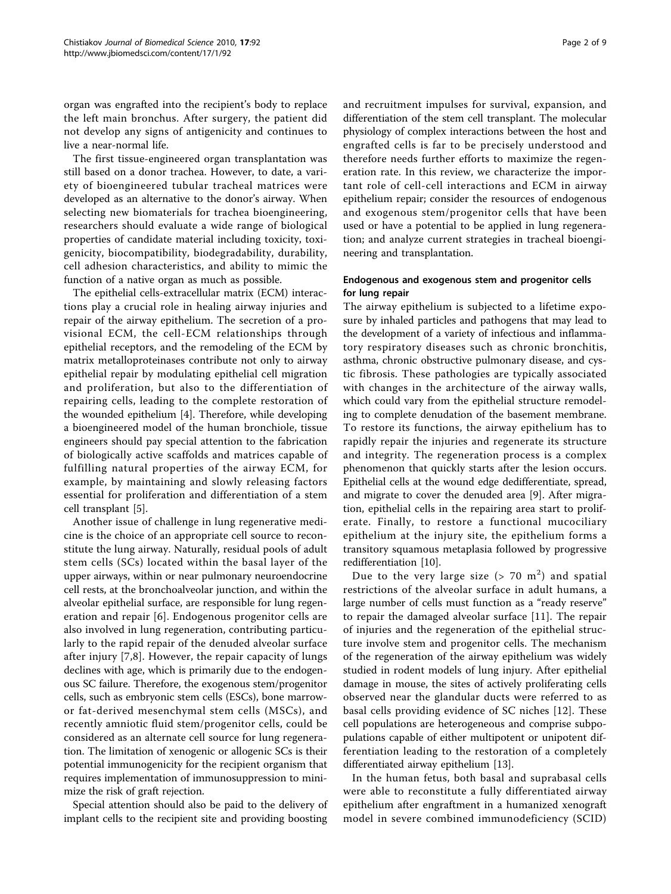organ was engrafted into the recipient's body to replace the left main bronchus. After surgery, the patient did not develop any signs of antigenicity and continues to live a near-normal life.

The first tissue-engineered organ transplantation was still based on a donor trachea. However, to date, a variety of bioengineered tubular tracheal matrices were developed as an alternative to the donor's airway. When selecting new biomaterials for trachea bioengineering, researchers should evaluate a wide range of biological properties of candidate material including toxicity, toxigenicity, biocompatibility, biodegradability, durability, cell adhesion characteristics, and ability to mimic the function of a native organ as much as possible.

The epithelial cells-extracellular matrix (ECM) interactions play a crucial role in healing airway injuries and repair of the airway epithelium. The secretion of a provisional ECM, the cell-ECM relationships through epithelial receptors, and the remodeling of the ECM by matrix metalloproteinases contribute not only to airway epithelial repair by modulating epithelial cell migration and proliferation, but also to the differentiation of repairing cells, leading to the complete restoration of the wounded epithelium [4]. Therefore, while developing a bioengineered model of the human bronchiole, tissue engineers should pay special attention to the fabrication of biologically active scaffolds and matrices capable of fulfilling natural properties of the airway ECM, for example, by maintaining and slowly releasing factors essential for proliferation and differentiation of a stem cell transplant [5].

Another issue of challenge in lung regenerative medicine is the choice of an appropriate cell source to reconstitute the lung airway. Naturally, residual pools of adult stem cells (SCs) located within the basal layer of the upper airways, within or near pulmonary neuroendocrine cell rests, at the bronchoalveolar junction, and within the alveolar epithelial surface, are responsible for lung regeneration and repair [6]. Endogenous progenitor cells are also involved in lung regeneration, contributing particularly to the rapid repair of the denuded alveolar surface after injury [7,8]. However, the repair capacity of lungs declines with age, which is primarily due to the endogenous SC failure. Therefore, the exogenous stem/progenitor cells, such as embryonic stem cells (ESCs), bone marrow- or fat-derived mesenchymal stem cells (MSCs), and recently amniotic fluid stem/progenitor cells, could be considered as an alternate cell source for lung regeneration. The limitation of xenogenic or allogenic SCs is their potential immunogenicity for the recipient organism that requires implementation of immunosuppression to minimize the risk of graft rejection.

Special attention should also be paid to the delivery of implant cells to the recipient site and providing boosting and recruitment impulses for survival, expansion, and differentiation of the stem cell transplant. The molecular physiology of complex interactions between the host and engrafted cells is far to be precisely understood and therefore needs further efforts to maximize the regeneration rate. In this review, we characterize the important role of cell-cell interactions and ECM in airway epithelium repair; consider the resources of endogenous and exogenous stem/progenitor cells that have been used or have a potential to be applied in lung regeneration; and analyze current strategies in tracheal bioengineering and transplantation.

## Endogenous and exogenous stem and progenitor cells for lung repair

The airway epithelium is subjected to a lifetime exposure by inhaled particles and pathogens that may lead to the development of a variety of infectious and inflammatory respiratory diseases such as chronic bronchitis, asthma, chronic obstructive pulmonary disease, and cystic fibrosis. These pathologies are typically associated with changes in the architecture of the airway walls, which could vary from the epithelial structure remodeling to complete denudation of the basement membrane. To restore its functions, the airway epithelium has to rapidly repair the injuries and regenerate its structure and integrity. The regeneration process is a complex phenomenon that quickly starts after the lesion occurs. Epithelial cells at the wound edge dedifferentiate, spread, and migrate to cover the denuded area [9]. After migration, epithelial cells in the repairing area start to proliferate. Finally, to restore a functional mucociliary epithelium at the injury site, the epithelium forms a transitory squamous metaplasia followed by progressive redifferentiation [10].

Due to the very large size (> 70 $m^2$) and spatial restrictions of the alveolar surface in adult humans, a large number of cells must function as a "ready reserve" to repair the damaged alveolar surface [11]. The repair of injuries and the regeneration of the epithelial structure involve stem and progenitor cells. The mechanism of the regeneration of the airway epithelium was widely studied in rodent models of lung injury. After epithelial damage in mouse, the sites of actively proliferating cells observed near the glandular ducts were referred to as basal cells providing evidence of SC niches [12]. These cell populations are heterogeneous and comprise subpopulations capable of either multipotent or unipotent differentiation leading to the restoration of a completely differentiated airway epithelium [13].

In the human fetus, both basal and suprabasal cells were able to reconstitute a fully differentiated airway epithelium after engraftment in a humanized xenograft model in severe combined immunodeficiency (SCID)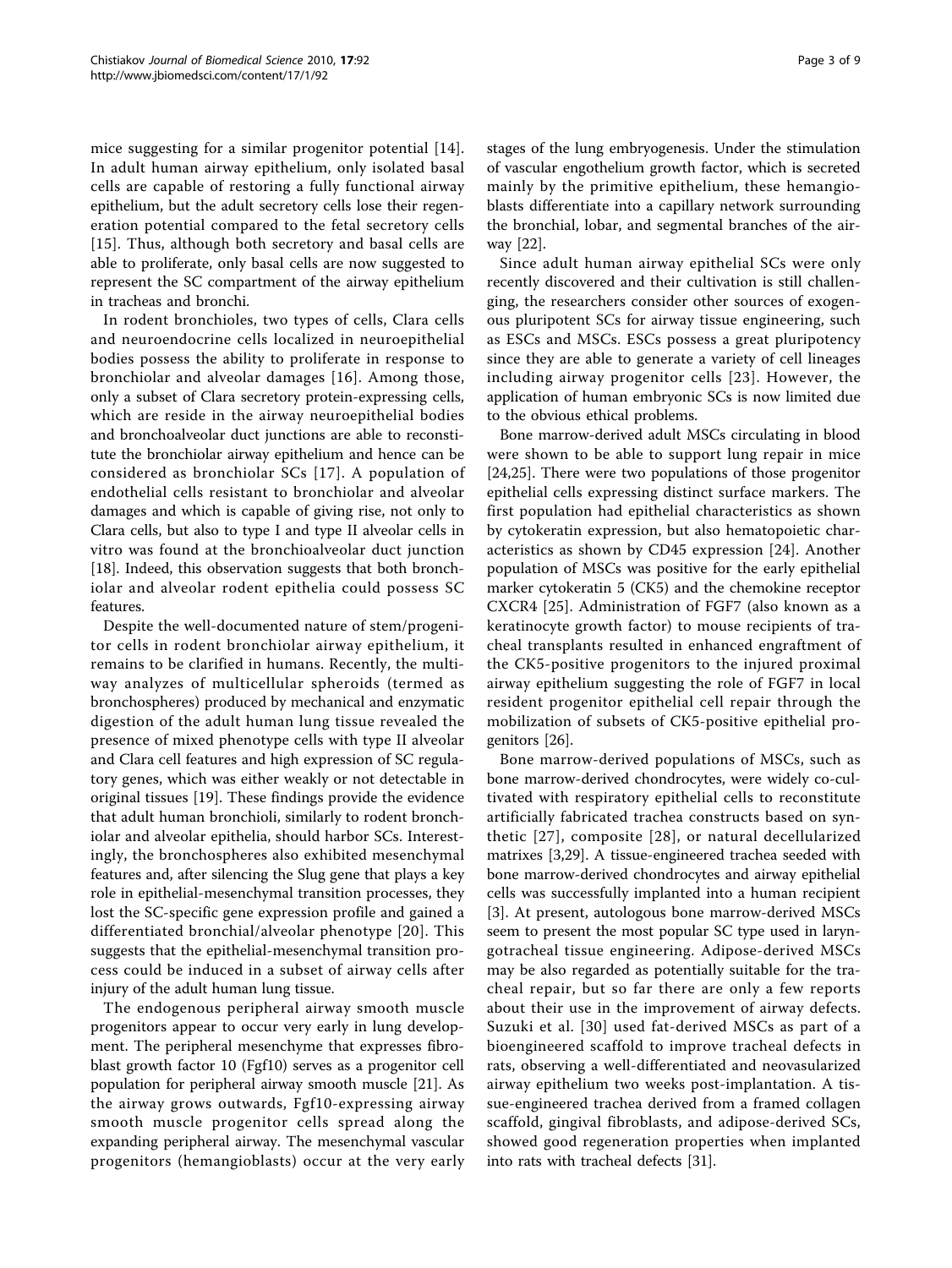mice suggesting for a similar progenitor potential [14]. In adult human airway epithelium, only isolated basal cells are capable of restoring a fully functional airway epithelium, but the adult secretory cells lose their regeneration potential compared to the fetal secretory cells [15]. Thus, although both secretory and basal cells are able to proliferate, only basal cells are now suggested to represent the SC compartment of the airway epithelium in tracheas and bronchi.

In rodent bronchioles, two types of cells, Clara cells and neuroendocrine cells localized in neuroepithelial bodies possess the ability to proliferate in response to bronchiolar and alveolar damages [16]. Among those, only a subset of Clara secretory protein-expressing cells, which are reside in the airway neuroepithelial bodies and bronchoalveolar duct junctions are able to reconstitute the bronchiolar airway epithelium and hence can be considered as bronchiolar SCs [17]. A population of endothelial cells resistant to bronchiolar and alveolar damages and which is capable of giving rise, not only to Clara cells, but also to type I and type II alveolar cells in vitro was found at the bronchioalveolar duct junction [18]. Indeed, this observation suggests that both bronchiolar and alveolar rodent epithelia could possess SC features.

Despite the well-documented nature of stem/progenitor cells in rodent bronchiolar airway epithelium, it remains to be clarified in humans. Recently, the multiway analyzes of multicellular spheroids (termed as bronchospheres) produced by mechanical and enzymatic digestion of the adult human lung tissue revealed the presence of mixed phenotype cells with type II alveolar and Clara cell features and high expression of SC regulatory genes, which was either weakly or not detectable in original tissues [19]. These findings provide the evidence that adult human bronchioli, similarly to rodent bronchiolar and alveolar epithelia, should harbor SCs. Interestingly, the bronchospheres also exhibited mesenchymal features and, after silencing the Slug gene that plays a key role in epithelial-mesenchymal transition processes, they lost the SC-specific gene expression profile and gained a differentiated bronchial/alveolar phenotype [20]. This suggests that the epithelial-mesenchymal transition process could be induced in a subset of airway cells after injury of the adult human lung tissue.

The endogenous peripheral airway smooth muscle progenitors appear to occur very early in lung development. The peripheral mesenchyme that expresses fibroblast growth factor 10 (Fgf10) serves as a progenitor cell population for peripheral airway smooth muscle [21]. As the airway grows outwards, Fgf10-expressing airway smooth muscle progenitor cells spread along the expanding peripheral airway. The mesenchymal vascular progenitors (hemangioblasts) occur at the very early stages of the lung embryogenesis. Under the stimulation of vascular engothelium growth factor, which is secreted mainly by the primitive epithelium, these hemangioblasts differentiate into a capillary network surrounding the bronchial, lobar, and segmental branches of the airway [22].

Since adult human airway epithelial SCs were only recently discovered and their cultivation is still challenging, the researchers consider other sources of exogenous pluripotent SCs for airway tissue engineering, such as ESCs and MSCs. ESCs possess a great pluripotency since they are able to generate a variety of cell lineages including airway progenitor cells [23]. However, the application of human embryonic SCs is now limited due to the obvious ethical problems.

Bone marrow-derived adult MSCs circulating in blood were shown to be able to support lung repair in mice [24,25]. There were two populations of those progenitor epithelial cells expressing distinct surface markers. The first population had epithelial characteristics as shown by cytokeratin expression, but also hematopoietic characteristics as shown by CD45 expression [24]. Another population of MSCs was positive for the early epithelial marker cytokeratin 5 (CK5) and the chemokine receptor CXCR4 [25]. Administration of FGF7 (also known as a keratinocyte growth factor) to mouse recipients of tracheal transplants resulted in enhanced engraftment of the CK5-positive progenitors to the injured proximal airway epithelium suggesting the role of FGF7 in local resident progenitor epithelial cell repair through the mobilization of subsets of CK5-positive epithelial progenitors [26].

Bone marrow-derived populations of MSCs, such as bone marrow-derived chondrocytes, were widely co-cultivated with respiratory epithelial cells to reconstitute artificially fabricated trachea constructs based on synthetic [27], composite [28], or natural decellularized matrixes [3,29]. A tissue-engineered trachea seeded with bone marrow-derived chondrocytes and airway epithelial cells was successfully implanted into a human recipient [3]. At present, autologous bone marrow-derived MSCs seem to present the most popular SC type used in laryngotracheal tissue engineering. Adipose-derived MSCs may be also regarded as potentially suitable for the tracheal repair, but so far there are only a few reports about their use in the improvement of airway defects. Suzuki et al. [30] used fat-derived MSCs as part of a bioengineered scaffold to improve tracheal defects in rats, observing a well-differentiated and neovasularized airway epithelium two weeks post-implantation. A tissue-engineered trachea derived from a framed collagen scaffold, gingival fibroblasts, and adipose-derived SCs, showed good regeneration properties when implanted into rats with tracheal defects [31].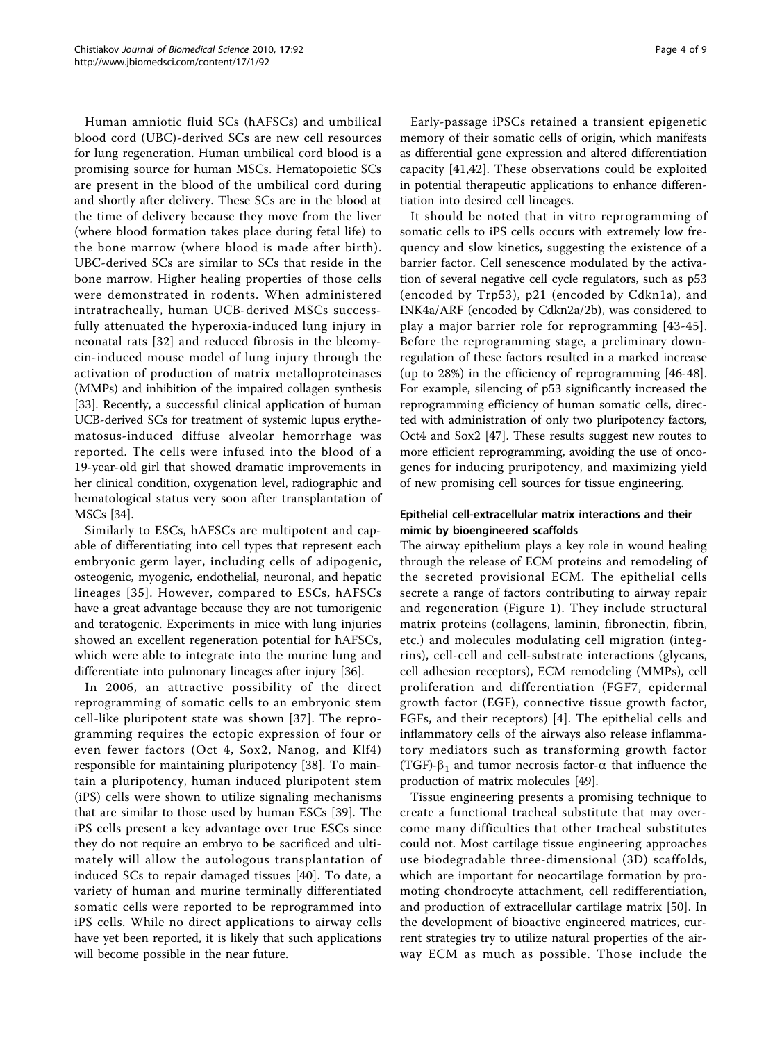Human amniotic fluid SCs (hAFSCs) and umbilical blood cord (UBC)-derived SCs are new cell resources for lung regeneration. Human umbilical cord blood is a promising source for human MSCs. Hematopoietic SCs are present in the blood of the umbilical cord during and shortly after delivery. These SCs are in the blood at the time of delivery because they move from the liver (where blood formation takes place during fetal life) to the bone marrow (where blood is made after birth). UBC-derived SCs are similar to SCs that reside in the bone marrow. Higher healing properties of those cells were demonstrated in rodents. When administered intratracheally, human UCB-derived MSCs successfully attenuated the hyperoxia-induced lung injury in neonatal rats [32] and reduced fibrosis in the bleomycin-induced mouse model of lung injury through the activation of production of matrix metalloproteinases (MMPs) and inhibition of the impaired collagen synthesis [33]. Recently, a successful clinical application of human UCB-derived SCs for treatment of systemic lupus erythematosus-induced diffuse alveolar hemorrhage was reported. The cells were infused into the blood of a 19-year-old girl that showed dramatic improvements in her clinical condition, oxygenation level, radiographic and hematological status very soon after transplantation of MSCs [34].

Similarly to ESCs, hAFSCs are multipotent and capable of differentiating into cell types that represent each embryonic germ layer, including cells of adipogenic, osteogenic, myogenic, endothelial, neuronal, and hepatic lineages [35]. However, compared to ESCs, hAFSCs have a great advantage because they are not tumorigenic and teratogenic. Experiments in mice with lung injuries showed an excellent regeneration potential for hAFSCs, which were able to integrate into the murine lung and differentiate into pulmonary lineages after injury [36].

In 2006, an attractive possibility of the direct reprogramming of somatic cells to an embryonic stem cell-like pluripotent state was shown [37]. The reprogramming requires the ectopic expression of four or even fewer factors (Oct 4, Sox2, Nanog, and Klf4) responsible for maintaining pluripotency [38]. To maintain a pluripotency, human induced pluripotent stem (iPS) cells were shown to utilize signaling mechanisms that are similar to those used by human ESCs [39]. The iPS cells present a key advantage over true ESCs since they do not require an embryo to be sacrificed and ultimately will allow the autologous transplantation of induced SCs to repair damaged tissues [40]. To date, a variety of human and murine terminally differentiated somatic cells were reported to be reprogrammed into iPS cells. While no direct applications to airway cells have yet been reported, it is likely that such applications will become possible in the near future.

Early-passage iPSCs retained a transient epigenetic memory of their somatic cells of origin, which manifests as differential gene expression and altered differentiation capacity [41,42]. These observations could be exploited in potential therapeutic applications to enhance differentiation into desired cell lineages.

It should be noted that in vitro reprogramming of somatic cells to iPS cells occurs with extremely low frequency and slow kinetics, suggesting the existence of a barrier factor. Cell senescence modulated by the activation of several negative cell cycle regulators, such as p53 (encoded by Trp53), p21 (encoded by Cdkn1a), and INK4a/ARF (encoded by Cdkn2a/2b), was considered to play a major barrier role for reprogramming [43-45]. Before the reprogramming stage, a preliminary downregulation of these factors resulted in a marked increase (up to 28%) in the efficiency of reprogramming [46-48]. For example, silencing of p53 significantly increased the reprogramming efficiency of human somatic cells, directed with administration of only two pluripotency factors, Oct4 and Sox2 [47]. These results suggest new routes to more efficient reprogramming, avoiding the use of oncogenes for inducing pruripotency, and maximizing yield of new promising cell sources for tissue engineering.

### Epithelial cell-extracellular matrix interactions and their mimic by bioengineered scaffolds

The airway epithelium plays a key role in wound healing through the release of ECM proteins and remodeling of the secreted provisional ECM. The epithelial cells secrete a range of factors contributing to airway repair and regeneration (Figure 1). They include structural matrix proteins (collagens, laminin, fibronectin, fibrin, etc.) and molecules modulating cell migration (integrins), cell-cell and cell-substrate interactions (glycans, cell adhesion receptors), ECM remodeling (MMPs), cell proliferation and differentiation (FGF7, epidermal growth factor (EGF), connective tissue growth factor, FGFs, and their receptors) [4]. The epithelial cells and inflammatory cells of the airways also release inflammatory mediators such as transforming growth factor (TGF)-$\beta_1$ and tumor necrosis factor-$\alpha$ that influence the production of matrix molecules [49].

Tissue engineering presents a promising technique to create a functional tracheal substitute that may overcome many difficulties that other tracheal substitutes could not. Most cartilage tissue engineering approaches use biodegradable three-dimensional (3D) scaffolds, which are important for neocartilage formation by promoting chondrocyte attachment, cell redifferentiation, and production of extracellular cartilage matrix [50]. In the development of bioactive engineered matrices, current strategies try to utilize natural properties of the airway ECM as much as possible. Those include the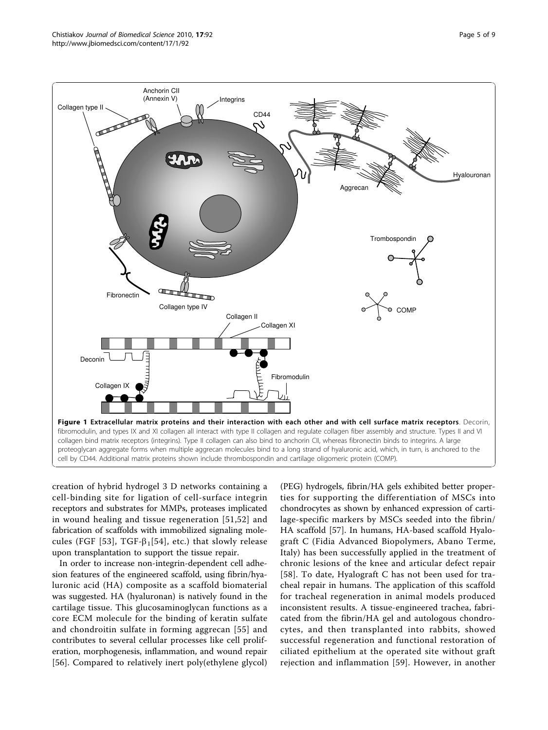**Figure 1 Extracellular matrix proteins and their interaction with each other and with cell surface matrix receptors**. Decorin, fibromodulin, and types IX and XI collagen all interact with type II collagen and regulate collagen fiber assembly and structure. Types II and VI collagen bind matrix receptors (integrins). Type II collagen can also bind to anchorin CII, whereas fibronectin binds to integrins. A large proteoglycan aggregate forms when multiple aggrecan molecules bind to a long strand of hyaluronic acid, which, in turn, is anchored to the cell by CD44. Additional matrix proteins shown include thrombospondin and cartilage oligomeric protein (COMP).

creation of hybrid hydrogel 3 D networks containing a cell-binding site for ligation of cell-surface integrin receptors and substrates for MMPs, proteases implicated in wound healing and tissue regeneration [51,52] and fabrication of scaffolds with immobilized signaling molecules (FGF [53], TGF-$\beta_1$[54], etc.) that slowly release upon transplantation to support the tissue repair.

In order to increase non-integrin-dependent cell adhesion features of the engineered scaffold, using fibrin/hyaluronic acid (HA) composite as a scaffold biomaterial was suggested. HA (hyaluronan) is natively found in the cartilage tissue. This glucosaminoglycan functions as a core ECM molecule for the binding of keratin sulfate and chondroitin sulfate in forming aggrecan [55] and contributes to several cellular processes like cell proliferation, morphogenesis, inflammation, and wound repair [56]. Compared to relatively inert poly(ethylene glycol) (PEG) hydrogels, fibrin/HA gels exhibited better properties for supporting the differentiation of MSCs into chondrocytes as shown by enhanced expression of cartilage-specific markers by MSCs seeded into the fibrin/HA scaffold [57]. In humans, HA-based scaffold Hyalograft C (Fidia Advanced Biopolymers, Abano Terme, Italy) has been successfully applied in the treatment of chronic lesions of the knee and articular defect repair [58]. To date, Hyalograft C has not been used for tracheal repair in humans. The application of this scaffold for tracheal regeneration in animal models produced inconsistent results. A tissue-engineered trachea, fabricated from the fibrin/HA gel and autologous chondrocytes, and then transplanted into rabbits, showed successful regeneration and functional restoration of ciliated epithelium at the operated site without graft rejection and inflammation [59]. However, in another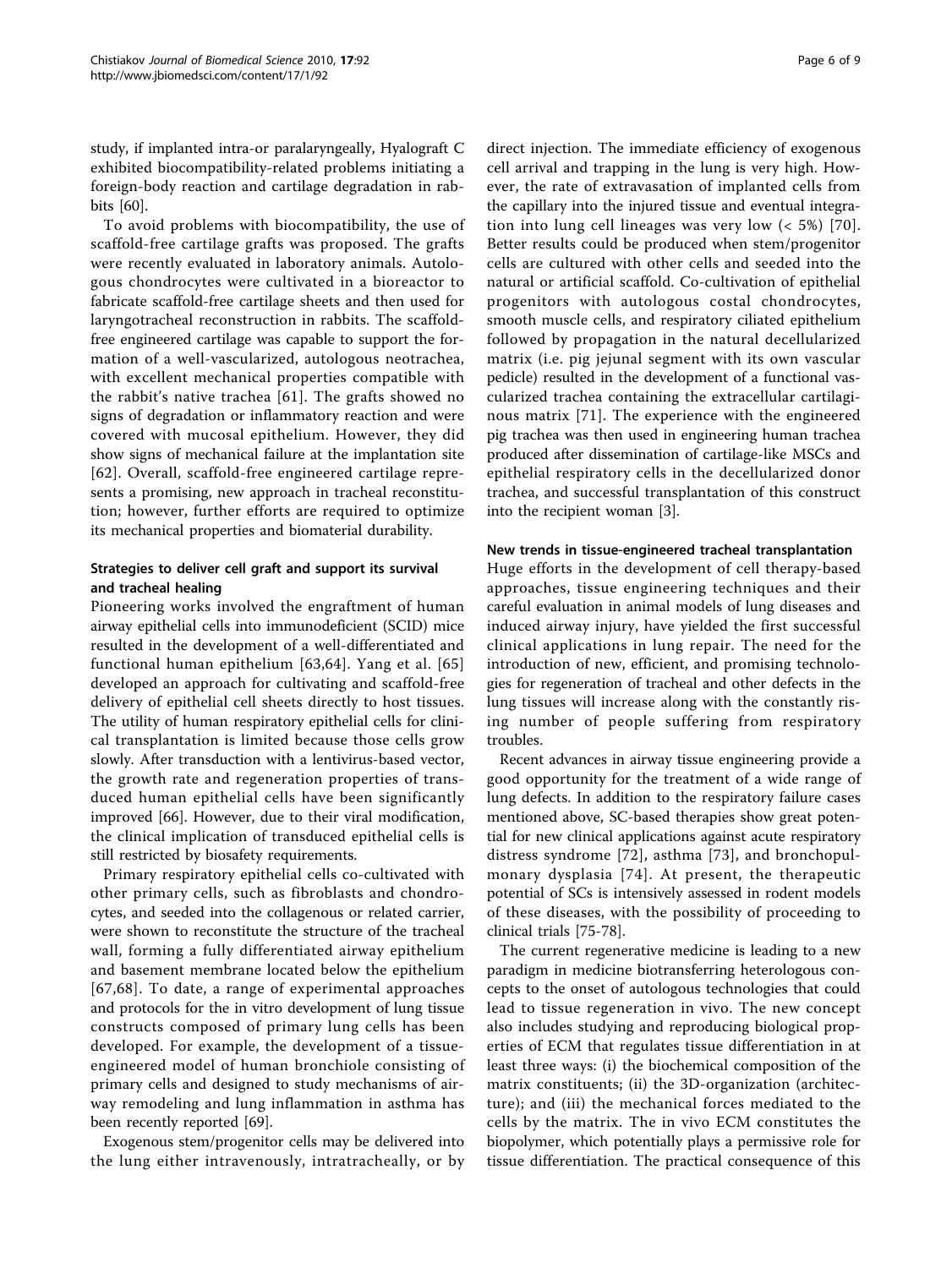study, if implanted intra-or paralaryngeally, Hyalograft C exhibited biocompatibility-related problems initiating a foreign-body reaction and cartilage degradation in rabbits [60].

To avoid problems with biocompatibility, the use of scaffold-free cartilage grafts was proposed. The grafts were recently evaluated in laboratory animals. Autologous chondrocytes were cultivated in a bioreactor to fabricate scaffold-free cartilage sheets and then used for laryngotracheal reconstruction in rabbits. The scaffold-free engineered cartilage was capable to support the formation of a well-vascularized, autologous neotrachea, with excellent mechanical properties compatible with the rabbit's native trachea [61]. The grafts showed no signs of degradation or inflammatory reaction and were covered with mucosal epithelium. However, they did show signs of mechanical failure at the implantation site [62]. Overall, scaffold-free engineered cartilage represents a promising, new approach in tracheal reconstitution; however, further efforts are required to optimize its mechanical properties and biomaterial durability.

### Strategies to deliver cell graft and support its survival and tracheal healing

Pioneering works involved the engraftment of human airway epithelial cells into immunodeficient (SCID) mice resulted in the development of a well-differentiated and functional human epithelium [63,64]. Yang et al. [65] developed an approach for cultivating and scaffold-free delivery of epithelial cell sheets directly to host tissues. The utility of human respiratory epithelial cells for clinical transplantation is limited because those cells grow slowly. After transduction with a lentivirus-based vector, the growth rate and regeneration properties of transduced human epithelial cells have been significantly improved [66]. However, due to their viral modification, the clinical implication of transduced epithelial cells is still restricted by biosafety requirements.

Primary respiratory epithelial cells co-cultivated with other primary cells, such as fibroblasts and chondrocytes, and seeded into the collagenous or related carrier, were shown to reconstitute the structure of the tracheal wall, forming a fully differentiated airway epithelium and basement membrane located below the epithelium [67,68]. To date, a range of experimental approaches and protocols for the in vitro development of lung tissue constructs composed of primary lung cells has been developed. For example, the development of a tissue-engineered model of human bronchiole consisting of primary cells and designed to study mechanisms of airway remodeling and lung inflammation in asthma has been recently reported [69].

Exogenous stem/progenitor cells may be delivered into the lung either intravenously, intratracheally, or by direct injection. The immediate efficiency of exogenous cell arrival and trapping in the lung is very high. However, the rate of extravasation of implanted cells from the capillary into the injured tissue and eventual integration into lung cell lineages was very low (< 5%) [70]. Better results could be produced when stem/progenitor cells are cultured with other cells and seeded into the natural or artificial scaffold. Co-cultivation of epithelial progenitors with autologous costal chondrocytes, smooth muscle cells, and respiratory ciliated epithelium followed by propagation in the natural decellularized matrix (i.e. pig jejunal segment with its own vascular pedicle) resulted in the development of a functional vascularized trachea containing the extracellular cartilaginous matrix [71]. The experience with the engineered pig trachea was then used in engineering human trachea produced after dissemination of cartilage-like MSCs and epithelial respiratory cells in the decellularized donor trachea, and successful transplantation of this construct into the recipient woman [3].

### New trends in tissue-engineered tracheal transplantation

Huge efforts in the development of cell therapy-based approaches, tissue engineering techniques and their careful evaluation in animal models of lung diseases and induced airway injury, have yielded the first successful clinical applications in lung repair. The need for the introduction of new, efficient, and promising technologies for regeneration of tracheal and other defects in the lung tissues will increase along with the constantly rising number of people suffering from respiratory troubles.

Recent advances in airway tissue engineering provide a good opportunity for the treatment of a wide range of lung defects. In addition to the respiratory failure cases mentioned above, SC-based therapies show great potential for new clinical applications against acute respiratory distress syndrome [72], asthma [73], and bronchopulmonary dysplasia [74]. At present, the therapeutic potential of SCs is intensively assessed in rodent models of these diseases, with the possibility of proceeding to clinical trials [75-78].

The current regenerative medicine is leading to a new paradigm in medicine biotransferring heterologous concepts to the onset of autologous technologies that could lead to tissue regeneration in vivo. The new concept also includes studying and reproducing biological properties of ECM that regulates tissue differentiation in at least three ways: (i) the biochemical composition of the matrix constituents; (ii) the 3D-organization (architecture); and (iii) the mechanical forces mediated to the cells by the matrix. The in vivo ECM constitutes the biopolymer, which potentially plays a permissive role for tissue differentiation. The practical consequence of this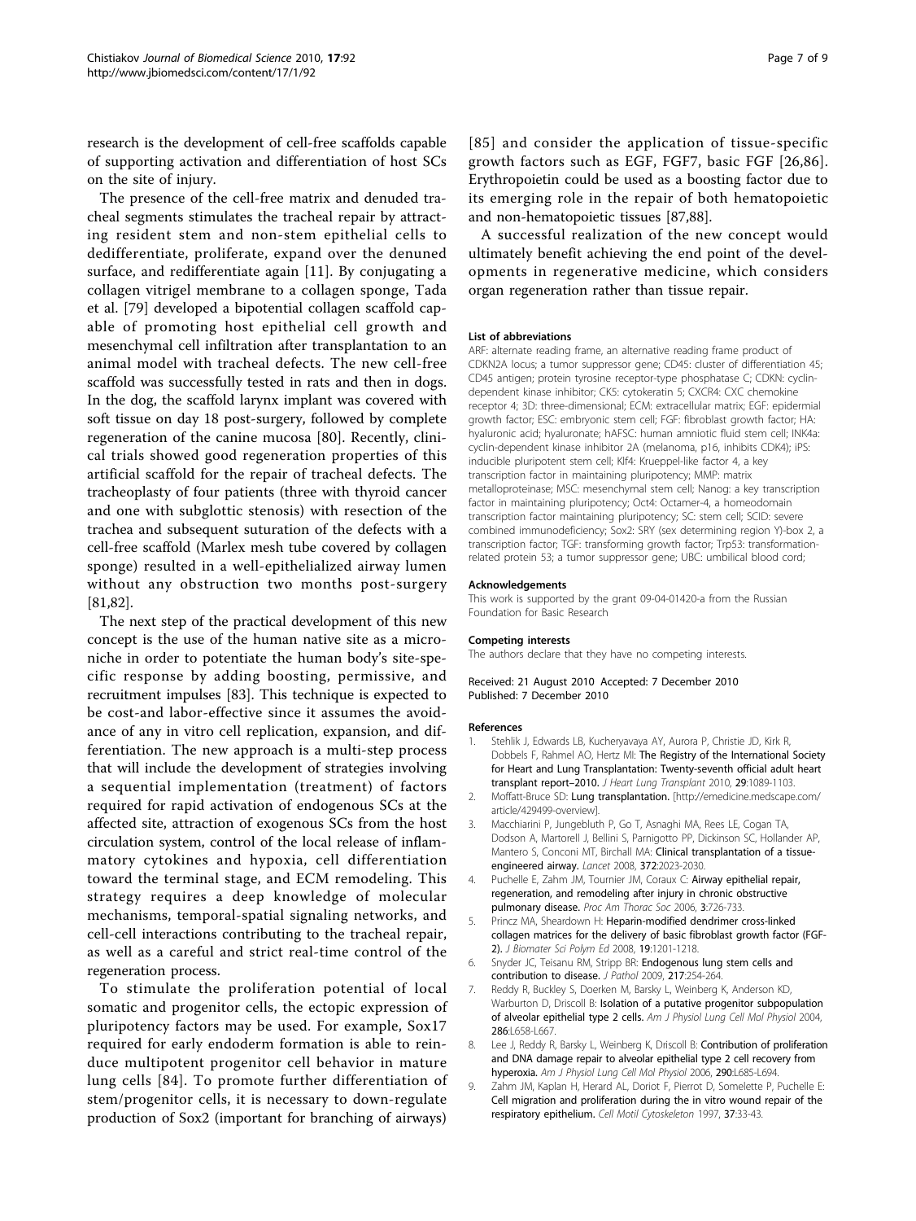research is the development of cell-free scaffolds capable of supporting activation and differentiation of host SCs on the site of injury.

The presence of the cell-free matrix and denuded tracheal segments stimulates the tracheal repair by attracting resident stem and non-stem epithelial cells to dedifferentiate, proliferate, expand over the denuned surface, and redifferentiate again [11]. By conjugating a collagen vitrigel membrane to a collagen sponge, Tada et al. [79] developed a bipotential collagen scaffold capable of promoting host epithelial cell growth and mesenchymal cell infiltration after transplantation to an animal model with tracheal defects. The new cell-free scaffold was successfully tested in rats and then in dogs. In the dog, the scaffold larynx implant was covered with soft tissue on day 18 post-surgery, followed by complete regeneration of the canine mucosa [80]. Recently, clinical trials showed good regeneration properties of this artificial scaffold for the repair of tracheal defects. The tracheoplasty of four patients (three with thyroid cancer and one with subglottic stenosis) with resection of the trachea and subsequent suturation of the defects with a cell-free scaffold (Marlex mesh tube covered by collagen sponge) resulted in a well-epithelialized airway lumen without any obstruction two months post-surgery [81,82].

The next step of the practical development of this new concept is the use of the human native site as a microniche in order to potentiate the human body's site-specific response by adding boosting, permissive, and recruitment impulses [83]. This technique is expected to be cost-and labor-effective since it assumes the avoidance of any in vitro cell replication, expansion, and differentiation. The new approach is a multi-step process that will include the development of strategies involving a sequential implementation (treatment) of factors required for rapid activation of endogenous SCs at the affected site, attraction of exogenous SCs from the host circulation system, control of the local release of inflammatory cytokines and hypoxia, cell differentiation toward the terminal stage, and ECM remodeling. This strategy requires a deep knowledge of molecular mechanisms, temporal-spatial signaling networks, and cell-cell interactions contributing to the tracheal repair, as well as a careful and strict real-time control of the regeneration process.

To stimulate the proliferation potential of local somatic and progenitor cells, the ectopic expression of pluripotency factors may be used. For example, Sox17 required for early endoderm formation is able to reinduce multipotent progenitor cell behavior in mature lung cells [84]. To promote further differentiation of stem/progenitor cells, it is necessary to down-regulate production of Sox2 (important for branching of airways) [85] and consider the application of tissue-specific growth factors such as EGF, FGF7, basic FGF [26,86]. Erythropoietin could be used as a boosting factor due to its emerging role in the repair of both hematopoietic and non-hematopoietic tissues [87,88].

A successful realization of the new concept would ultimately benefit achieving the end point of the developments in regenerative medicine, which considers organ regeneration rather than tissue repair.

#### List of abbreviations

ARF: alternate reading frame, an alternative reading frame product of CDKN2A locus; a tumor suppressor gene; CD45: cluster of differentiation 45; CD45 antigen; protein tyrosine receptor-type phosphatase C; CDKN: cyclin-dependent kinase inhibitor; CK5: cytokeratin 5; CXCR4: CXC chemokine receptor 4; 3D: three-dimensional; ECM: extracellular matrix; EGF: epidermal growth factor; ESC: embryonic stem cell; FGF: fibroblast growth factor; HA: hyaluronic acid; hyaluronate; hAFSC: human amniotic fluid stem cell; INK4a: cyclin-dependent kinase inhibitor 2A (melanoma, p16, inhibits CDK4); iPS: inducible pluripotent stem cell; Klf4: Krueppel-like factor 4, a key transcription factor in maintaining pluripotency; MMP: matrix metalloproteinase; MSC: mesenchymal stem cell; Nanog: a key transcription factor in maintaining pluripotency; Oct4: Octamer-4, a homeodomain transcription factor maintaining pluripotency; SC: stem cell; SCID: severe combined immunodeficiency; Sox2: SRY (sex determining region Y)-box 2, a transcription factor; TGF: transforming growth factor; Trp53: transformation-related protein 53; a tumor suppressor gene; UBC: umbilical blood cord;

#### Acknowledgements

This work is supported by the grant 09-04-01420-a from the Russian Foundation for Basic Research

#### Competing interests

The authors declare that they have no competing interests.

Received: 21 August 2010 Accepted: 7 December 2010
Published: 7 December 2010

#### References

1. Stehlik J, Edwards LB, Kucheryavaya AY, Aurora P, Christie JD, Kirk R, Dobbels F, Rahmel AO, Hertz MI: **The Registry of the International Society for Heart and Lung Transplantation: Twenty-seventh official adult heart transplant report–2010.** *J Heart Lung Transplant* 2010, **29**:1089-1103.
2. Moffatt-Bruce SD: **Lung transplantation.** [http://emedicine.medscape.com/article/429499-overview].
3. Macchiarini P, Jungebluth P, Go T, Asnaghi MA, Rees LE, Cogan TA, Dodson A, Martorell J, Bellini S, Parnigotto PP, Dickinson SC, Hollander AP, Mantero S, Conconi MT, Birchall MA: **Clinical transplantation of a tissue-engineered airway.** *Lancet* 2008, **372**:2023-2030.
4. Puchelle E, Zahm JM, Tournier JM, Coraux C: **Airway epithelial repair, regeneration, and remodeling after injury in chronic obstructive pulmonary disease.** *Proc Am Thorac Soc* 2006, **3**:726-733.
5. Princz MA, Sheardown H: **Heparin-modified dendrimer cross-linked collagen matrices for the delivery of basic fibroblast growth factor (FGF-2).** *J Biomater Sci Polym Ed* 2008, **19**:1201-1218.
6. Snyder JC, Teisanu RM, Stripp BR: **Endogenous lung stem cells and contribution to disease.** *J Pathol* 2009, **217**:254-264.
7. Reddy R, Buckley S, Doerken M, Barsky L, Weinberg K, Anderson KD, Warburton D, Driscoll B: **Isolation of a putative progenitor subpopulation of alveolar epithelial type 2 cells.** *Am J Physiol Lung Cell Mol Physiol* 2004, **286**:L658-L667.
8. Lee J, Reddy R, Barsky L, Weinberg K, Driscoll B: **Contribution of proliferation and DNA damage repair to alveolar epithelial type 2 cell recovery from hyperoxia.** *Am J Physiol Lung Cell Mol Physiol* 2006, **290**:L685-L694.
9. Zahm JM, Kaplan H, Herard AL, Doriot F, Pierrot D, Somelette P, Puchelle E: **Cell migration and proliferation during the in vitro wound repair of the respiratory epithelium.** *Cell Motil Cytoskeleton* 1997, **37**:33-43.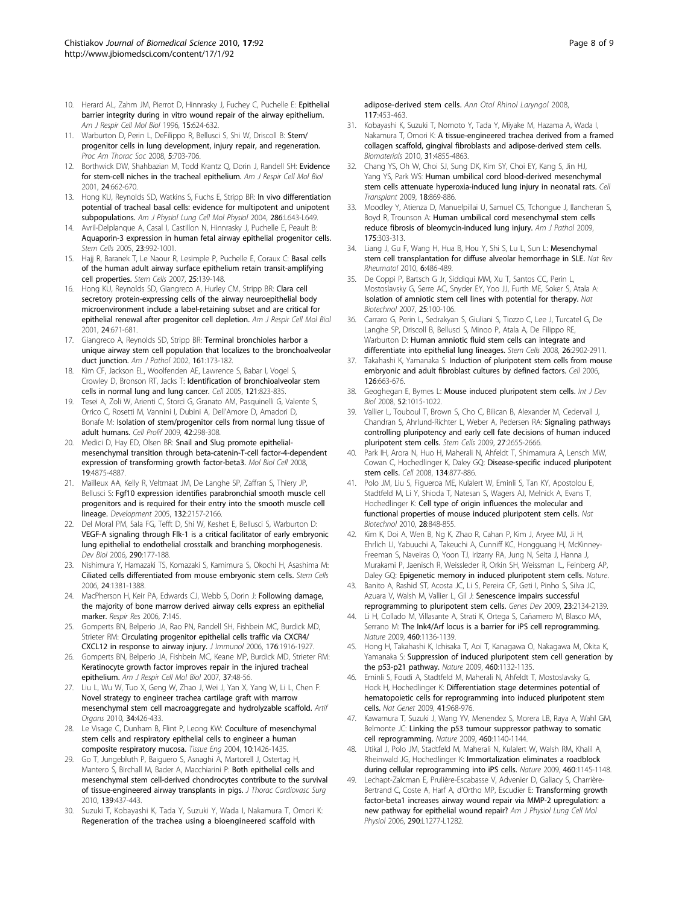10. Herard AL, Zahm JM, Pierrot D, Hinnrasky J, Fuchey C, Puchelle E: **Epithelial barrier integrity during in vitro wound repair of the airway epithelium.** *Am J Respir Cell Mol Biol* 1996, **15**:624-632.
11. Warburton D, Perin L, DeFilippo R, Bellusci S, Shi W, Driscoll B: **Stem/progenitor cells in lung development, injury repair, and regeneration.** *Proc Am Thorac Soc* 2008, **5**:703-706.
12. Borthwick DW, Shahbazian M, Todd Krantz Q, Dorin J, Randell SH: **Evidence for stem-cell niches in the tracheal epithelium.** *Am J Respir Cell Mol Biol* 2001, **24**:662-670.
13. Hong KU, Reynolds SD, Watkins S, Fuchs E, Stripp BR: **In vivo differentiation potential of tracheal basal cells: evidence for multipotent and unipotent subpopulations.** *Am J Physiol Lung Cell Mol Physiol* 2004, **286**:L643-L649.
14. Avril-Delplanque A, Casal I, Castillon N, Hinnrasky J, Puchelle E, Peault B: **Aquaporin-3 expression in human fetal airway epithelial progenitor cells.** *Stem Cells* 2005, **23**:992-1001.
15. Hajj R, Baranek T, Le Naour R, Lesimple P, Puchelle E, Coraux C: **Basal cells of the human adult airway surface epithelium retain transit-amplifying cell properties.** *Stem Cells* 2007, **25**:139-148.
16. Hong KU, Reynolds SD, Giangreco A, Hurley CM, Stripp BR: **Clara cell secretory protein-expressing cells of the airway neuroepithelial body microenvironment include a label-retaining subset and are critical for epithelial renewal after progenitor cell depletion.** *Am J Respir Cell Mol Biol* 2001, **24**:671-681.
17. Giangreco A, Reynolds SD, Stripp BR: **Terminal bronchioles harbor a unique airway stem cell population that localizes to the bronchoalveolar duct junction.** *Am J Pathol* 2002, **161**:173-182.
18. Kim CF, Jackson EL, Woolfenden AE, Lawrence S, Babar I, Vogel S, Crowley D, Bronson RT, Jacks T: **Identification of bronchioalveolar stem cells in normal lung and lung cancer.** *Cell* 2005, **121**:823-835.
19. Tesei A, Zoli W, Arienti C, Storci G, Granato AM, Pasquinelli G, Valente S, Orrico C, Rosetti M, Vannini I, Dubini A, Dell'Amore D, Amadori D, Bonafe M: **Isolation of stem/progenitor cells from normal lung tissue of adult humans.** *Cell Prolif* 2009, **42**:298-308.
20. Medici D, Hay ED, Olsen BR: **Snail and Slug promote epithelial-mesenchymal transition through beta-catenin-T-cell factor-4-dependent expression of transforming growth factor-beta3.** *Mol Biol Cell* 2008, **19**:4875-4887.
21. Mailleux AA, Kelly R, Veltmaat JM, De Langhe SP, Zaffran S, Thiery JP, Bellusci S: **Fgf10 expression identifies parabronchial smooth muscle cell progenitors and is required for their entry into the smooth muscle cell lineage.** *Development* 2005, **132**:2157-2166.
22. Del Moral PM, Sala FG, Tefft D, Shi W, Keshet E, Bellusci S, Warburton D: **VEGF-A signaling through Flk-1 is a critical facilitator of early embryonic lung epithelial to endothelial crosstalk and branching morphogenesis.** *Dev Biol* 2006, **290**:177-188.
23. Nishimura Y, Hamazaki TS, Komazaki S, Kamimura S, Okochi H, Asashima M: **Ciliated cells differentiated from mouse embryonic stem cells.** *Stem Cells* 2006, **24**:1381-1388.
24. MacPherson H, Keir PA, Edwards CJ, Webb S, Dorin J: **Following damage, the majority of bone marrow derived airway cells express an epithelial marker.** *Respir Res* 2006, **7**:145.
25. Gomperts BN, Belperio JA, Rao PN, Randell SH, Fishbein MC, Burdick MD, Strieter RM: **Circulating progenitor epithelial cells traffic via CXCR4/CXCL12 in response to airway injury.** *J Immunol* 2006, **176**:1916-1927.
26. Gomperts BN, Belperio JA, Fishbein MC, Keane MP, Burdick MD, Strieter RM: **Keratinocyte growth factor improves repair in the injured tracheal epithelium.** *Am J Respir Cell Mol Biol* 2007, **37**:48-56.
27. Liu L, Wu W, Tuo X, Geng W, Zhao J, Wei J, Yan X, Yang W, Li L, Chen F: **Novel strategy to engineer trachea cartilage graft with marrow mesenchymal stem cell macroaggregate and hydrolyzable scaffold.** *Artif Organs* 2010, **34**:426-433.
28. Le Visage C, Dunham B, Flint P, Leong KW: **Coculture of mesenchymal stem cells and respiratory epithelial cells to engineer a human composite respiratory mucosa.** *Tissue Eng* 2004, **10**:1426-1435.
29. Go T, Jungebluth P, Baiguero S, Asnaghi A, Martorell J, Ostertag H, Mantero S, Birchall M, Bader A, Macchiarini P: **Both epithelial cells and mesenchymal stem cell-derived chondrocytes contribute to the survival of tissue-engineered airway transplants in pigs.** *J Thorac Cardiovasc Surg* 2010, **139**:437-443.
30. Suzuki T, Kobayashi K, Tada Y, Suzuki Y, Wada I, Nakamura T, Omori K: **Regeneration of the trachea using a bioengineered scaffold with adipose-derived stem cells.** *Ann Otol Rhinol Laryngol* 2008, **117**:453-463.
31. Kobayashi K, Suzuki T, Nomoto Y, Tada Y, Miyake M, Hazama A, Wada I, Nakamura T, Omori K: **A tissue-engineered trachea derived from a framed collagen scaffold, gingival fibroblasts and adipose-derived stem cells.** *Biomaterials* 2010, **31**:4855-4863.
32. Chang YS, Oh W, Choi SJ, Sung DK, Kim SY, Choi EY, Kang S, Jin HJ, Yang YS, Park WS: **Human umbilical cord blood-derived mesenchymal stem cells attenuate hyperoxia-induced lung injury in neonatal rats.** *Cell Transplant* 2009, **18**:869-886.
33. Moodley Y, Atienza D, Manuelpillai U, Samuel CS, Tchongue J, Ilancheran S, Boyd R, Trounson A: **Human umbilical cord mesenchymal stem cells reduce fibrosis of bleomycin-induced lung injury.** *Am J Pathol* 2009, **175**:303-313.
34. Liang J, Gu F, Wang H, Hua B, Hou Y, Shi S, Lu L, Sun L: **Mesenchymal stem cell transplantation for diffuse alveolar hemorrhage in SLE.** *Nat Rev Rheumatol* 2010, **6**:486-489.
35. De Coppi P, Bartsch G Jr, Siddiqui MM, Xu T, Santos CC, Perin L, Mostoslavsky G, Serre AC, Snyder EY, Yoo JJ, Furth ME, Soker S, Atala A: **Isolation of amniotic stem cell lines with potential for therapy.** *Nat Biotechnol* 2007, **25**:100-106.
36. Carraro G, Perin L, Sedrakyan S, Giuliani S, Tiozzo C, Lee J, Turcatel G, De Langhe SP, Driscoll B, Bellusci S, Minoo P, Atala A, De Filippo RE, Warburton D: **Human amniotic fluid stem cells can integrate and differentiate into epithelial lung lineages.** *Stem Cells* 2008, **26**:2902-2911.
37. Takahashi K, Yamanaka S: **Induction of pluripotent stem cells from mouse embryonic and adult fibroblast cultures by defined factors.** *Cell* 2006, **126**:663-676.
38. Geoghegan E, Byrnes L: **Mouse induced pluripotent stem cells.** *Int J Dev Biol* 2008, **52**:1015-1022.
39. Vallier L, Touboul T, Brown S, Cho C, Bilican B, Alexander M, Cedervall J, Chandran S, Ahrlund-Richter L, Weber A, Pedersen RA: **Signaling pathways controlling pluripotency and early cell fate decisions of human induced pluripotent stem cells.** *Stem Cells* 2009, **27**:2655-2666.
40. Park IH, Arora N, Huo H, Maherali N, Ahfeldt T, Shimamura A, Lensch MW, Cowan C, Hochedlinger K, Daley GQ: **Disease-specific induced pluripotent stem cells.** *Cell* 2008, **134**:877-886.
41. Polo JM, Liu S, Figueroa ME, Kulalert W, Eminli S, Tan KY, Apostolou E, Stadtfeld M, Li Y, Shioda T, Natesan S, Wagers AJ, Melnick A, Evans T, Hochedlinger K: **Cell type of origin influences the molecular and functional properties of mouse induced pluripotent stem cells.** *Nat Biotechnol* 2010, **28**:848-855.
42. Kim K, Doi A, Wen B, Ng K, Zhao R, Cahan P, Kim J, Aryee MJ, Ji H, Ehrlich LI, Yabuuchi A, Takeuchi A, Cunniff KC, Hongguang H, McKinney-Freeman S, Naveiras O, Yoon TJ, Irizarry RA, Jung N, Seita J, Hanna J, Murakami P, Jaenisch R, Weissleder R, Orkin SH, Weissman IL, Feinberg AP, Daley GQ: **Epigenetic memory in induced pluripotent stem cells.** *Nature*.
43. Banito A, Rashid ST, Acosta JC, Li S, Pereira CF, Geti I, Pinho S, Silva JC, Azuara V, Walsh M, Vallier L, Gil J: **Senescence impairs successful reprogramming to pluripotent stem cells.** *Genes Dev* 2009, **23**:2134-2139.
44. Li H, Collado M, Villasante A, Strati K, Ortega S, Cañamero M, Blasco MA, Serrano M: **The Ink4/Arf locus is a barrier for iPS cell reprogramming.** *Nature* 2009, **460**:1136-1139.
45. Hong H, Takahashi K, Ichisaka T, Aoi T, Kanagawa O, Nakagawa M, Okita K, Yamanaka S: **Suppression of induced pluripotent stem cell generation by the p53-p21 pathway.** *Nature* 2009, **460**:1132-1135.
46. Eminli S, Foudi A, Stadtfeld M, Maherali N, Ahfeldt T, Mostoslavsky G, Hock H, Hochedlinger K: **Differentiation stage determines potential of hematopoietic cells for reprogramming into induced pluripotent stem cells.** *Nat Genet* 2009, **41**:968-976.
47. Kawamura T, Suzuki J, Wang YV, Menendez S, Morera LB, Raya A, Wahl GM, Belmonte JC: **Linking the p53 tumour suppressor pathway to somatic cell reprogramming.** *Nature* 2009, **460**:1140-1144.
48. Utikal J, Polo JM, Stadtfeld M, Maherali N, Kulalert W, Walsh RM, Khalil A, Rheinwald JG, Hochedlinger K: **Immortalization eliminates a roadblock during cellular reprogramming into iPS cells.** *Nature* 2009, **460**:1145-1148.
49. Lechapt-Zalcman E, Prulière-Escabasse V, Advenier D, Galiacy S, Charrière-Bertrand C, Coste A, Harf A, d'Ortho MP, Escudier E: **Transforming growth factor-beta1 increases airway wound repair via MMP-2 upregulation: a new pathway for epithelial wound repair?** *Am J Physiol Lung Cell Mol Physiol* 2006, **290**:L1277-L1282.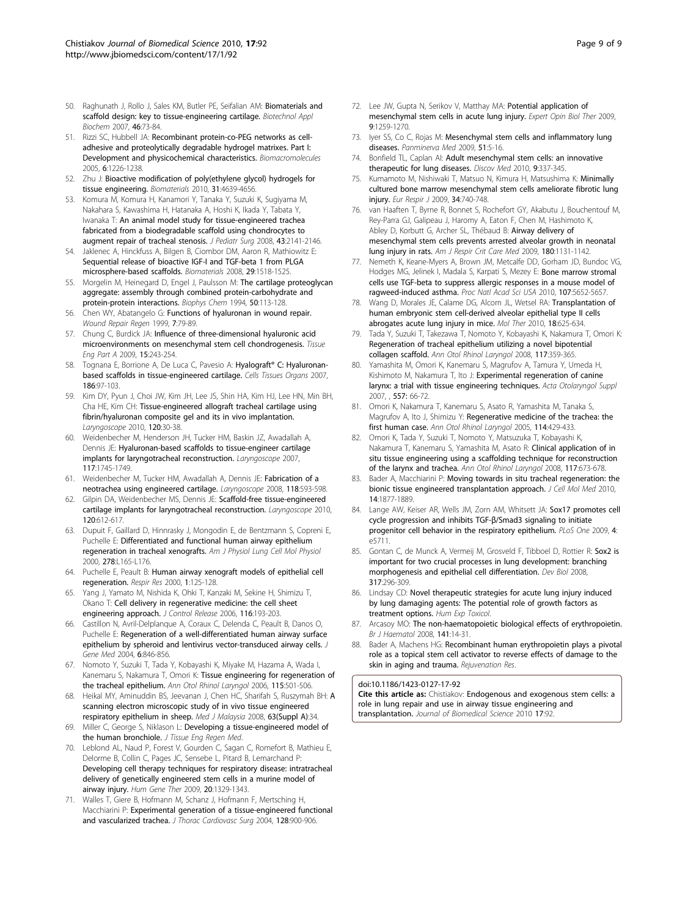50. Raghunath J, Rollo J, Sales KM, Butler PE, Seifalian AM: **Biomaterials and scaffold design: key to tissue-engineering cartilage.** *Biotechnol Appl Biochem* 2007, **46**:73-84.
51. Rizzi SC, Hubbell JA: **Recombinant protein-co-PEG networks as cell-adhesive and proteolytically degradable hydrogel matrixes. Part I: Development and physicochemical characteristics.** *Biomacromolecules* 2005, **6**:1226-1238.
52. Zhu J: **Bioactive modification of poly(ethylene glycol) hydrogels for tissue engineering.** *Biomaterials* 2010, **31**:4639-4656.
53. Komura M, Komura H, Kanamori Y, Tanaka Y, Suzuki K, Sugiyama M, Nakahara S, Kawashima H, Hatanaka A, Hoshi K, Ikada Y, Tabata Y, Iwanaka T: **An animal model study for tissue-engineered trachea fabricated from a biodegradable scaffold using chondrocytes to augment repair of tracheal stenosis.** *J Pediatr Surg* 2008, **43**:2141-2146.
54. Jaklenec A, Hinckfuss A, Bilgen B, Ciombor DM, Aaron R, Mathiowitz E: **Sequential release of bioactive IGF-I and TGF-beta 1 from PLGA microsphere-based scaffolds.** *Biomaterials* 2008, **29**:1518-1525.
55. Morgelin M, Heinegard D, Engel J, Paulsson M: **The cartilage proteoglycan aggregate: assembly through combined protein-carbohydrate and protein-protein interactions.** *Biophys Chem* 1994, **50**:113-128.
56. Chen WY, Abatangelo G: **Functions of hyaluronan in wound repair.** *Wound Repair Regen* 1999, **7**:79-89.
57. Chung C, Burdick JA: **Influence of three-dimensional hyaluronic acid microenvironments on mesenchymal stem cell chondrogenesis.** *Tissue Eng Part A* 2009, **15**:243-254.
58. Tognana E, Borrione A, De Luca C, Pavesio A: **Hyalograft® C: Hyaluronan-based scaffolds in tissue-engineered cartilage.** *Cells Tissues Organs* 2007, **186**:97-103.
59. Kim DY, Pyun J, Choi JW, Kim JH, Lee JS, Shin HA, Kim HJ, Lee HN, Min BH, Cha HE, Kim CH: **Tissue-engineered allograft tracheal cartilage using fibrin/hyaluronan composite gel and its in vivo implantation.** *Laryngoscope* 2010, **120**:30-38.
60. Weidenbecher M, Henderson JH, Tucker HM, Baskin JZ, Awadallah A, Dennis JE: **Hyaluronan-based scaffolds to tissue-engineer cartilage implants for laryngotracheal reconstruction.** *Laryngoscope* 2007, **117**:1745-1749.
61. Weidenbecher M, Tucker HM, Awadallah A, Dennis JE: **Fabrication of a neotrachea using engineered cartilage.** *Laryngoscope* 2008, **118**:593-598.
62. Gilpin DA, Weidenbecher MS, Dennis JE: **Scaffold-free tissue-engineered cartilage implants for laryngotracheal reconstruction.** *Laryngoscope* 2010, **120**:612-617.
63. Dupuit F, Gaillard D, Hinnrasky J, Mongodin E, de Bentzmann S, Copreni E, Puchelle E: **Differentiated and functional human airway epithelium regeneration in tracheal xenografts.** *Am J Physiol Lung Cell Mol Physiol* 2000, **278**:L165-L176.
64. Puchelle E, Peault B: **Human airway xenograft models of epithelial cell regeneration.** *Respir Res* 2000, **1**:125-128.
65. Yang J, Yamato M, Nishida K, Ohki T, Kanzaki M, Sekine H, Shimizu T, Okano T: **Cell delivery in regenerative medicine: the cell sheet engineering approach.** *J Control Release* 2006, **116**:193-203.
66. Castillon N, Avril-Delplanque A, Coraux C, Delenda C, Peault B, Danos O, Puchelle E: **Regeneration of a well-differentiated human airway surface epithelium by spheroid and lentivirus vector-transduced airway cells.** *J Gene Med* 2004, **6**:846-856.
67. Nomoto Y, Suzuki T, Tada Y, Kobayashi K, Miyake M, Hazama A, Wada I, Kanemaru S, Nakamura T, Omori K: **Tissue engineering for regeneration of the tracheal epithelium.** *Ann Otol Rhinol Laryngol* 2006, **115**:501-506.
68. Heikal MY, Aminuddin BS, Jeevanan J, Chen HC, Sharifah S, Ruszymah BH: **A scanning electron microscopic study of in vivo tissue engineered respiratory epithelium in sheep.** *Med J Malaysia* 2008, **63(Suppl A)**:34.
69. Miller C, George S, Niklason L: **Developing a tissue-engineered model of the human bronchiole.** *J Tissue Eng Regen Med*.
70. Leblond AL, Naud P, Forest V, Gourden C, Sagan C, Romefort B, Mathieu E, Delorme B, Collin C, Pages JC, Sensebe L, Pitard B, Lemarchand P: **Developing cell therapy techniques for respiratory disease: intratracheal delivery of genetically engineered stem cells in a murine model of airway injury.** *Hum Gene Ther* 2009, **20**:1329-1343.
71. Walles T, Giere B, Hofmann M, Schanz J, Hofmann F, Mertsching H, Macchiarini P: **Experimental generation of a tissue-engineered functional and vascularized trachea.** *J Thorac Cardiovasc Surg* 2004, **128**:900-906.
72. Lee JW, Gupta N, Serikov V, Matthay MA: **Potential application of mesenchymal stem cells in acute lung injury.** *Expert Opin Biol Ther* 2009, **9**:1259-1270.
73. Iyer SS, Co C, Rojas M: **Mesenchymal stem cells and inflammatory lung diseases.** *Panminerva Med* 2009, **51**:5-16.
74. Bonfield TL, Caplan AI: **Adult mesenchymal stem cells: an innovative therapeutic for lung diseases.** *Discov Med* 2010, **9**:337-345.
75. Kumamoto M, Nishiwaki T, Matsuo N, Kimura H, Matsushima K: **Minimally cultured bone marrow mesenchymal stem cells ameliorate fibrotic lung injury.** *Eur Respir J* 2009, **34**:740-748.
76. van Haaften T, Byrne R, Bonnet S, Rochefort GY, Akabutu J, Bouchentouf M, Rey-Parra GJ, Galipeau J, Haromy A, Eaton F, Chen M, Hashimoto K, Abley D, Korbutt G, Archer SL, Thébaud B: **Airway delivery of mesenchymal stem cells prevents arrested alveolar growth in neonatal lung injury in rats.** *Am J Respir Crit Care Med* 2009, **180**:1131-1142.
77. Nemeth K, Keane-Myers A, Brown JM, Metcalfe DD, Gorham JD, Bundoc VG, Hodges MG, Jelinek I, Madala S, Karpati S, Mezey E: **Bone marrow stromal cells use TGF-beta to suppress allergic responses in a mouse model of ragweed-induced asthma.** *Proc Natl Acad Sci USA* 2010, **107**:5652-5657.
78. Wang D, Morales JE, Calame DG, Alcorn JL, Wetsel RA: **Transplantation of human embryonic stem cell-derived alveolar epithelial type II cells abrogates acute lung injury in mice.** *Mol Ther* 2010, **18**:625-634.
79. Tada Y, Suzuki T, Takezawa T, Nomoto Y, Kobayashi K, Nakamura T, Omori K: **Regeneration of tracheal epithelium utilizing a novel bipotential collagen scaffold.** *Ann Otol Rhinol Laryngol* 2008, **117**:359-365.
80. Yamashita M, Omori K, Kanemaru S, Magrufov A, Tamura Y, Umeda H, Kishimoto M, Nakamura T, Ito J: **Experimental regeneration of canine larynx: a trial with tissue engineering techniques.** *Acta Otolaryngol Suppl* 2007, , **557**: 66-72.
81. Omori K, Nakamura T, Kanemaru S, Asato R, Yamashita M, Tanaka S, Magrufov A, Ito J, Shimizu Y: **Regenerative medicine of the trachea: the first human case.** *Ann Otol Rhinol Laryngol* 2005, **114**:429-433.
82. Omori K, Tada Y, Suzuki T, Nomoto Y, Matsuzuka T, Kobayashi K, Nakamura T, Kanemaru S, Yamashita M, Asato R: **Clinical application of in situ tissue engineering using a scaffolding technique for reconstruction of the larynx and trachea.** *Ann Otol Rhinol Laryngol* 2008, **117**:673-678.
83. Bader A, Macchiarini P: **Moving towards in situ tracheal regeneration: the bionic tissue engineered transplantation approach.** *J Cell Mol Med* 2010, **14**:1877-1889.
84. Lange AW, Keiser AR, Wells JM, Zorn AM, Whitsett JA: **Sox17 promotes cell cycle progression and inhibits TGF-β/Smad3 signaling to initiate progenitor cell behavior in the respiratory epithelium.** *PLoS One* 2009, **4**: e5711.
85. Gontan C, de Munck A, Vermeij M, Grosveld F, Tibboel D, Rottier R: **Sox2 is important for two crucial processes in lung development: branching morphogenesis and epithelial cell differentiation.** *Dev Biol* 2008, **317**:296-309.
86. Lindsay CD: **Novel therapeutic strategies for acute lung injury induced by lung damaging agents: The potential role of growth factors as treatment options.** *Hum Exp Toxicol*.
87. Arcasoy MO: **The non-haematopoietic biological effects of erythropoietin.** *Br J Haematol* 2008, **141**:14-31.
88. Bader A, Machens HG: **Recombinant human erythropoietin plays a pivotal role as a topical stem cell activator to reverse effects of damage to the skin in aging and trauma.** *Rejuvenation Res*.

doi:10.1186/1423-0127-17-92

**Cite this article as:** Chistiakov: Endogenous and exogenous stem cells: a role in lung repair and use in airway tissue engineering and transplantation. *Journal of Biomedical Science* 2010 **17**:92.